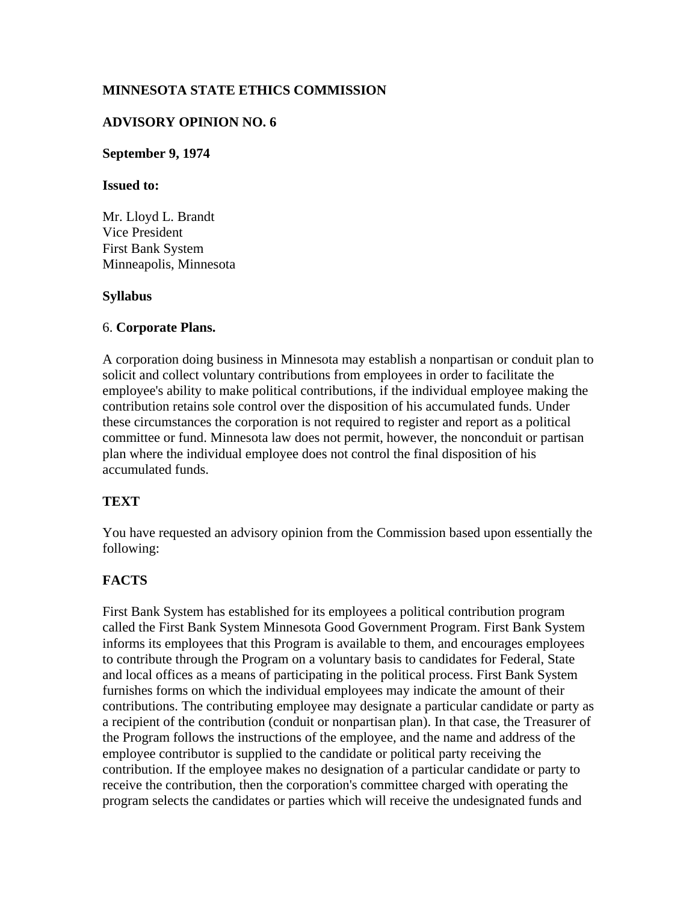**MINNESOTA STATE ETHICS COMMISSION**

**ADVISORY OPINION NO. 6**

**September 9, 1974**

**Issued to:**

Mr. Lloyd L. Brandt
Vice President
First Bank System
Minneapolis, Minnesota

**Syllabus**

6. **Corporate Plans.**

A corporation doing business in Minnesota may establish a nonpartisan or conduit plan to solicit and collect voluntary contributions from employees in order to facilitate the employee's ability to make political contributions, if the individual employee making the contribution retains sole control over the disposition of his accumulated funds. Under these circumstances the corporation is not required to register and report as a political committee or fund. Minnesota law does not permit, however, the nonconduit or partisan plan where the individual employee does not control the final disposition of his accumulated funds.

**TEXT**

You have requested an advisory opinion from the Commission based upon essentially the following:

**FACTS**

First Bank System has established for its employees a political contribution program called the First Bank System Minnesota Good Government Program. First Bank System informs its employees that this Program is available to them, and encourages employees to contribute through the Program on a voluntary basis to candidates for Federal, State and local offices as a means of participating in the political process. First Bank System furnishes forms on which the individual employees may indicate the amount of their contributions. The contributing employee may designate a particular candidate or party as a recipient of the contribution (conduit or nonpartisan plan). In that case, the Treasurer of the Program follows the instructions of the employee, and the name and address of the employee contributor is supplied to the candidate or political party receiving the contribution. If the employee makes no designation of a particular candidate or party to receive the contribution, then the corporation's committee charged with operating the program selects the candidates or parties which will receive the undesignated funds and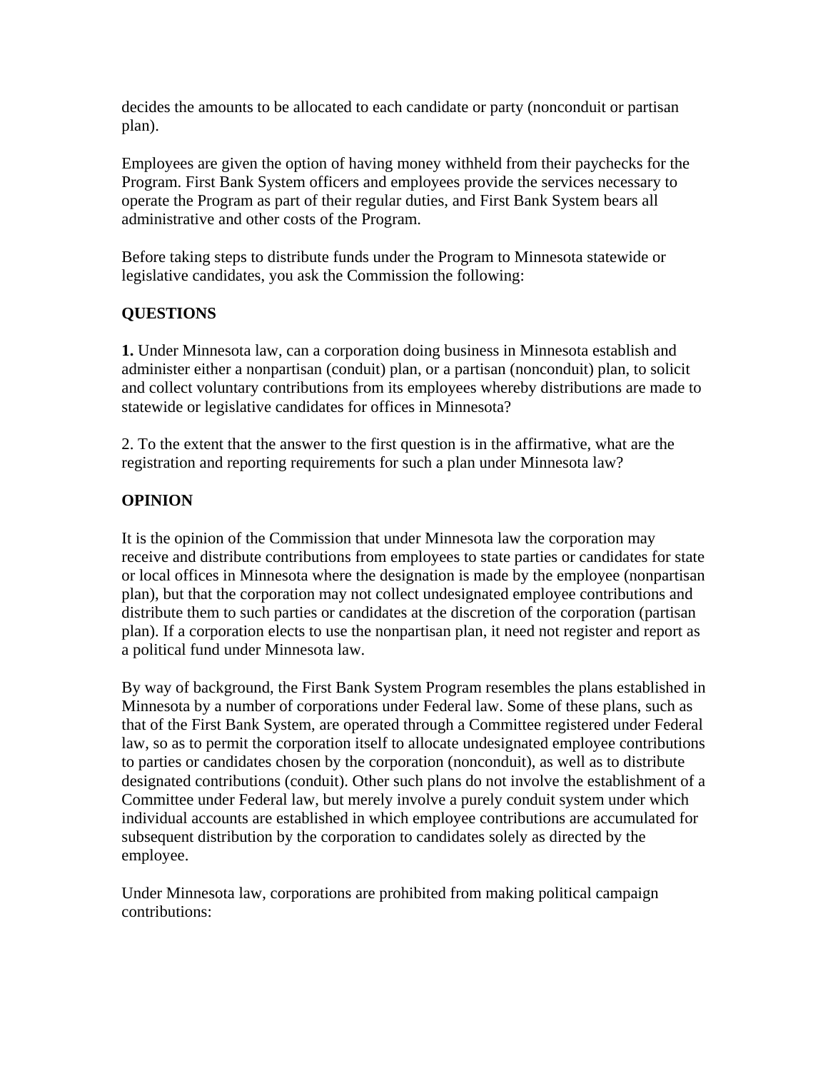decides the amounts to be allocated to each candidate or party (nonconduit or partisan plan).

Employees are given the option of having money withheld from their paychecks for the Program. First Bank System officers and employees provide the services necessary to operate the Program as part of their regular duties, and First Bank System bears all administrative and other costs of the Program.

Before taking steps to distribute funds under the Program to Minnesota statewide or legislative candidates, you ask the Commission the following:

**QUESTIONS**

**1.** Under Minnesota law, can a corporation doing business in Minnesota establish and administer either a nonpartisan (conduit) plan, or a partisan (nonconduit) plan, to solicit and collect voluntary contributions from its employees whereby distributions are made to statewide or legislative candidates for offices in Minnesota?

2. To the extent that the answer to the first question is in the affirmative, what are the registration and reporting requirements for such a plan under Minnesota law?

**OPINION**

It is the opinion of the Commission that under Minnesota law the corporation may receive and distribute contributions from employees to state parties or candidates for state or local offices in Minnesota where the designation is made by the employee (nonpartisan plan), but that the corporation may not collect undesignated employee contributions and distribute them to such parties or candidates at the discretion of the corporation (partisan plan). If a corporation elects to use the nonpartisan plan, it need not register and report as a political fund under Minnesota law.

By way of background, the First Bank System Program resembles the plans established in Minnesota by a number of corporations under Federal law. Some of these plans, such as that of the First Bank System, are operated through a Committee registered under Federal law, so as to permit the corporation itself to allocate undesignated employee contributions to parties or candidates chosen by the corporation (nonconduit), as well as to distribute designated contributions (conduit). Other such plans do not involve the establishment of a Committee under Federal law, but merely involve a purely conduit system under which individual accounts are established in which employee contributions are accumulated for subsequent distribution by the corporation to candidates solely as directed by the employee.

Under Minnesota law, corporations are prohibited from making political campaign contributions: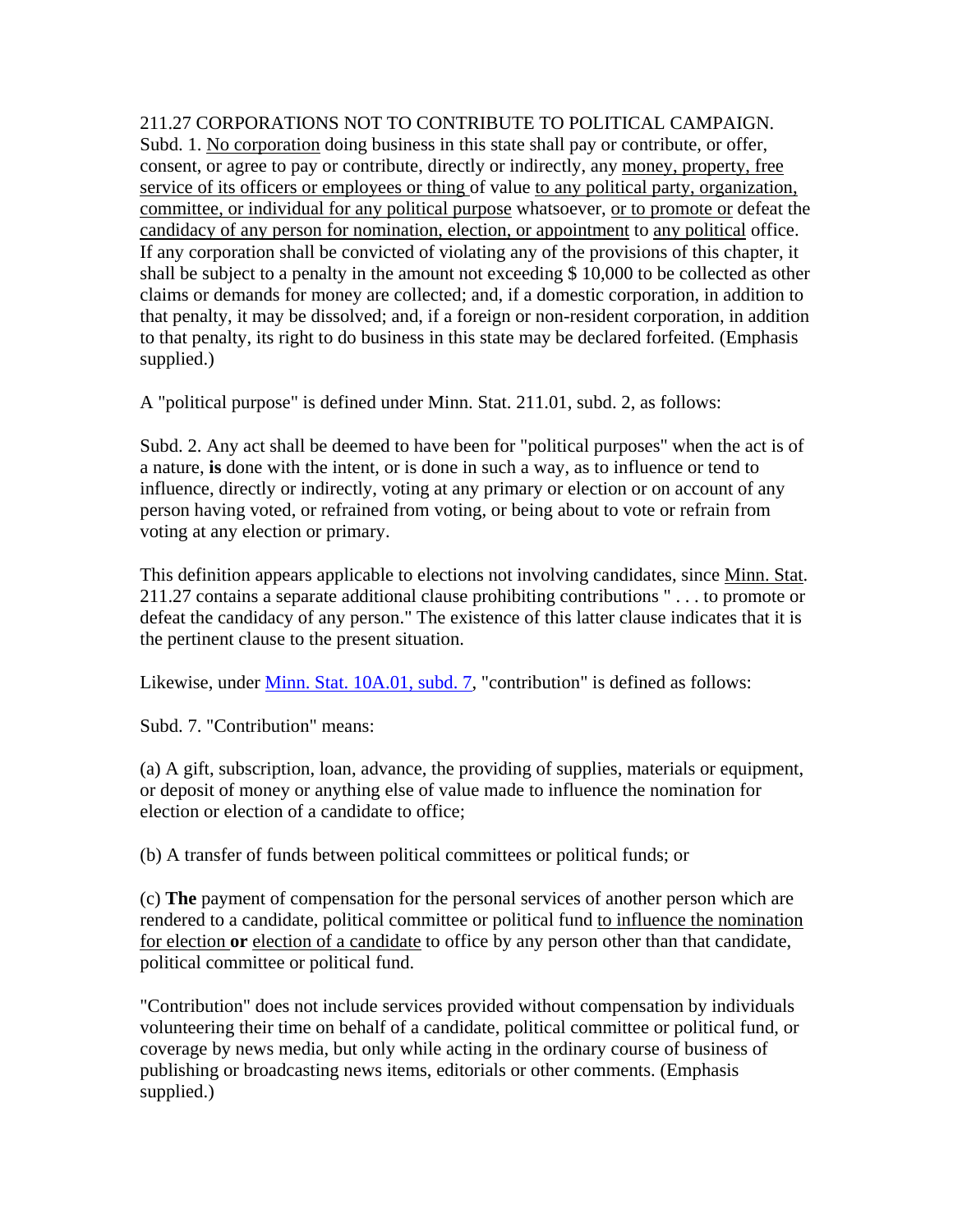211.27 CORPORATIONS NOT TO CONTRIBUTE TO POLITICAL CAMPAIGN. Subd. 1. <u>No corporation</u> doing business in this state shall pay or contribute, or offer, consent, or agree to pay or contribute, directly or indirectly, any <u>money, property, free service of its officers or employees or thing</u> of value <u>to any political party, organization, committee, or individual for any political purpose</u> whatsoever, <u>or to promote or</u> defeat the <u>candidacy of any person for nomination, election, or appointment</u> to <u>any political</u> office. If any corporation shall be convicted of violating any of the provisions of this chapter, it shall be subject to a penalty in the amount not exceeding $ 10,000 to be collected as other claims or demands for money are collected; and, if a domestic corporation, in addition to that penalty, it may be dissolved; and, if a foreign or non-resident corporation, in addition to that penalty, its right to do business in this state may be declared forfeited. (Emphasis supplied.)

A "political purpose" is defined under Minn. Stat. 211.01, subd. 2, as follows:

Subd. 2. Any act shall be deemed to have been for "political purposes" when the act is of a nature, **is** done with the intent, or is done in such a way, as to influence or tend to influence, directly or indirectly, voting at any primary or election or on account of any person having voted, or refrained from voting, or being about to vote or refrain from voting at any election or primary.

This definition appears applicable to elections not involving candidates, since <u>Minn. Stat</u>. 211.27 contains a separate additional clause prohibiting contributions " . . . to promote or defeat the candidacy of any person." The existence of this latter clause indicates that it is the pertinent clause to the present situation.

Likewise, under <u>Minn. Stat. 10A.01, subd. 7</u>, "contribution" is defined as follows:

Subd. 7. "Contribution" means:

(a) A gift, subscription, loan, advance, the providing of supplies, materials or equipment, or deposit of money or anything else of value made to influence the nomination for election or election of a candidate to office;

(b) A transfer of funds between political committees or political funds; or

(c) **The** payment of compensation for the personal services of another person which are rendered to a candidate, political committee or political fund <u>to influence the nomination for election</u> **or** <u>election of a candidate</u> to office by any person other than that candidate, political committee or political fund.

"Contribution" does not include services provided without compensation by individuals volunteering their time on behalf of a candidate, political committee or political fund, or coverage by news media, but only while acting in the ordinary course of business of publishing or broadcasting news items, editorials or other comments. (Emphasis supplied.)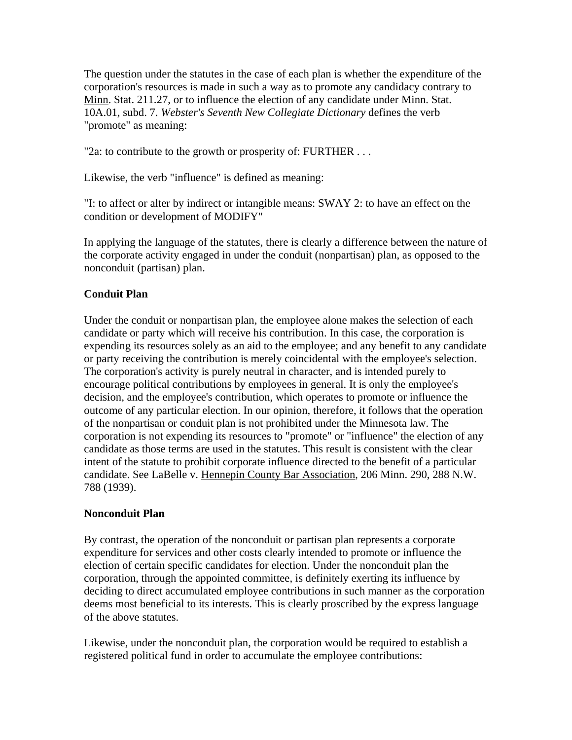The question under the statutes in the case of each plan is whether the expenditure of the corporation's resources is made in such a way as to promote any candidacy contrary to Minn. Stat. 211.27, or to influence the election of any candidate under Minn. Stat. 10A.01, subd. 7. *Webster's Seventh New Collegiate Dictionary* defines the verb "promote" as meaning:

"2a: to contribute to the growth or prosperity of: FURTHER . . .

Likewise, the verb "influence" is defined as meaning:

"I: to affect or alter by indirect or intangible means: SWAY 2: to have an effect on the condition or development of MODIFY"

In applying the language of the statutes, there is clearly a difference between the nature of the corporate activity engaged in under the conduit (nonpartisan) plan, as opposed to the nonconduit (partisan) plan.

**Conduit Plan**

Under the conduit or nonpartisan plan, the employee alone makes the selection of each candidate or party which will receive his contribution. In this case, the corporation is expending its resources solely as an aid to the employee; and any benefit to any candidate or party receiving the contribution is merely coincidental with the employee's selection. The corporation's activity is purely neutral in character, and is intended purely to encourage political contributions by employees in general. It is only the employee's decision, and the employee's contribution, which operates to promote or influence the outcome of any particular election. In our opinion, therefore, it follows that the operation of the nonpartisan or conduit plan is not prohibited under the Minnesota law. The corporation is not expending its resources to "promote" or "influence" the election of any candidate as those terms are used in the statutes. This result is consistent with the clear intent of the statute to prohibit corporate influence directed to the benefit of a particular candidate. See LaBelle v. Hennepin County Bar Association, 206 Minn. 290, 288 N.W. 788 (1939).

**Nonconduit Plan**

By contrast, the operation of the nonconduit or partisan plan represents a corporate expenditure for services and other costs clearly intended to promote or influence the election of certain specific candidates for election. Under the nonconduit plan the corporation, through the appointed committee, is definitely exerting its influence by deciding to direct accumulated employee contributions in such manner as the corporation deems most beneficial to its interests. This is clearly proscribed by the express language of the above statutes.

Likewise, under the nonconduit plan, the corporation would be required to establish a registered political fund in order to accumulate the employee contributions: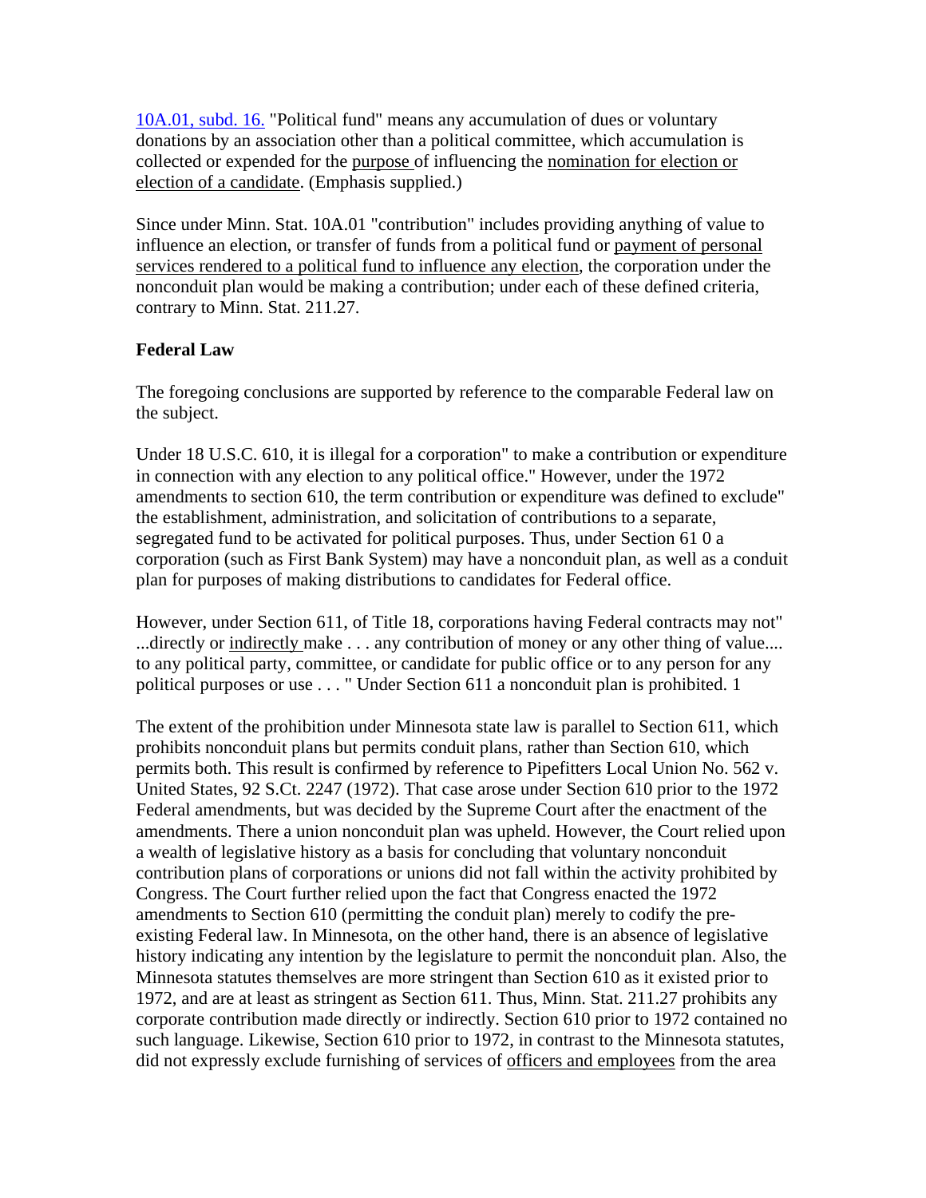10A.01, subd. 16. "Political fund" means any accumulation of dues or voluntary donations by an association other than a political committee, which accumulation is collected or expended for the purpose of influencing the nomination for election or election of a candidate. (Emphasis supplied.)

Since under Minn. Stat. 10A.01 "contribution" includes providing anything of value to influence an election, or transfer of funds from a political fund or payment of personal services rendered to a political fund to influence any election, the corporation under the nonconduit plan would be making a contribution; under each of these defined criteria, contrary to Minn. Stat. 211.27.

**Federal Law**

The foregoing conclusions are supported by reference to the comparable Federal law on the subject.

Under 18 U.S.C. 610, it is illegal for a corporation" to make a contribution or expenditure in connection with any election to any political office." However, under the 1972 amendments to section 610, the term contribution or expenditure was defined to exclude" the establishment, administration, and solicitation of contributions to a separate, segregated fund to be activated for political purposes. Thus, under Section 61 0 a corporation (such as First Bank System) may have a nonconduit plan, as well as a conduit plan for purposes of making distributions to candidates for Federal office.

However, under Section 611, of Title 18, corporations having Federal contracts may not" ...directly or indirectly make . . . any contribution of money or any other thing of value.... to any political party, committee, or candidate for public office or to any person for any political purposes or use . . . " Under Section 611 a nonconduit plan is prohibited. 1

The extent of the prohibition under Minnesota state law is parallel to Section 611, which prohibits nonconduit plans but permits conduit plans, rather than Section 610, which permits both. This result is confirmed by reference to Pipefitters Local Union No. 562 v. United States, 92 S.Ct. 2247 (1972). That case arose under Section 610 prior to the 1972 Federal amendments, but was decided by the Supreme Court after the enactment of the amendments. There a union nonconduit plan was upheld. However, the Court relied upon a wealth of legislative history as a basis for concluding that voluntary nonconduit contribution plans of corporations or unions did not fall within the activity prohibited by Congress. The Court further relied upon the fact that Congress enacted the 1972 amendments to Section 610 (permitting the conduit plan) merely to codify the pre-existing Federal law. In Minnesota, on the other hand, there is an absence of legislative history indicating any intention by the legislature to permit the nonconduit plan. Also, the Minnesota statutes themselves are more stringent than Section 610 as it existed prior to 1972, and are at least as stringent as Section 611. Thus, Minn. Stat. 211.27 prohibits any corporate contribution made directly or indirectly. Section 610 prior to 1972 contained no such language. Likewise, Section 610 prior to 1972, in contrast to the Minnesota statutes, did not expressly exclude furnishing of services of officers and employees from the area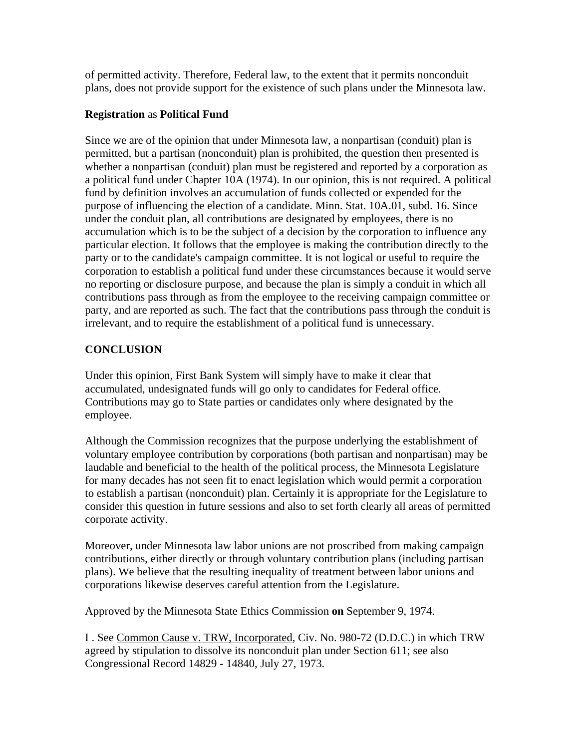of permitted activity. Therefore, Federal law, to the extent that it permits nonconduit plans, does not provide support for the existence of such plans under the Minnesota law.

**Registration** as **Political Fund**

Since we are of the opinion that under Minnesota law, a nonpartisan (conduit) plan is permitted, but a partisan (nonconduit) plan is prohibited, the question then presented is whether a nonpartisan (conduit) plan must be registered and reported by a corporation as a political fund under Chapter 10A (1974). In our opinion, this is not required. A political fund by definition involves an accumulation of funds collected or expended for the purpose of influencing the election of a candidate. Minn. Stat. 10A.01, subd. 16. Since under the conduit plan, all contributions are designated by employees, there is no accumulation which is to be the subject of a decision by the corporation to influence any particular election. It follows that the employee is making the contribution directly to the party or to the candidate's campaign committee. It is not logical or useful to require the corporation to establish a political fund under these circumstances because it would serve no reporting or disclosure purpose, and because the plan is simply a conduit in which all contributions pass through as from the employee to the receiving campaign committee or party, and are reported as such. The fact that the contributions pass through the conduit is irrelevant, and to require the establishment of a political fund is unnecessary.

**CONCLUSION**

Under this opinion, First Bank System will simply have to make it clear that accumulated, undesignated funds will go only to candidates for Federal office. Contributions may go to State parties or candidates only where designated by the employee.

Although the Commission recognizes that the purpose underlying the establishment of voluntary employee contribution by corporations (both partisan and nonpartisan) may be laudable and beneficial to the health of the political process, the Minnesota Legislature for many decades has not seen fit to enact legislation which would permit a corporation to establish a partisan (nonconduit) plan. Certainly it is appropriate for the Legislature to consider this question in future sessions and also to set forth clearly all areas of permitted corporate activity.

Moreover, under Minnesota law labor unions are not proscribed from making campaign contributions, either directly or through voluntary contribution plans (including partisan plans). We believe that the resulting inequality of treatment between labor unions and corporations likewise deserves careful attention from the Legislature.

Approved by the Minnesota State Ethics Commission **on** September 9, 1974.

I . See Common Cause v. TRW, Incorporated, Civ. No. 980-72 (D.D.C.) in which TRW agreed by stipulation to dissolve its nonconduit plan under Section 611; see also Congressional Record 14829 - 14840, July 27, 1973.